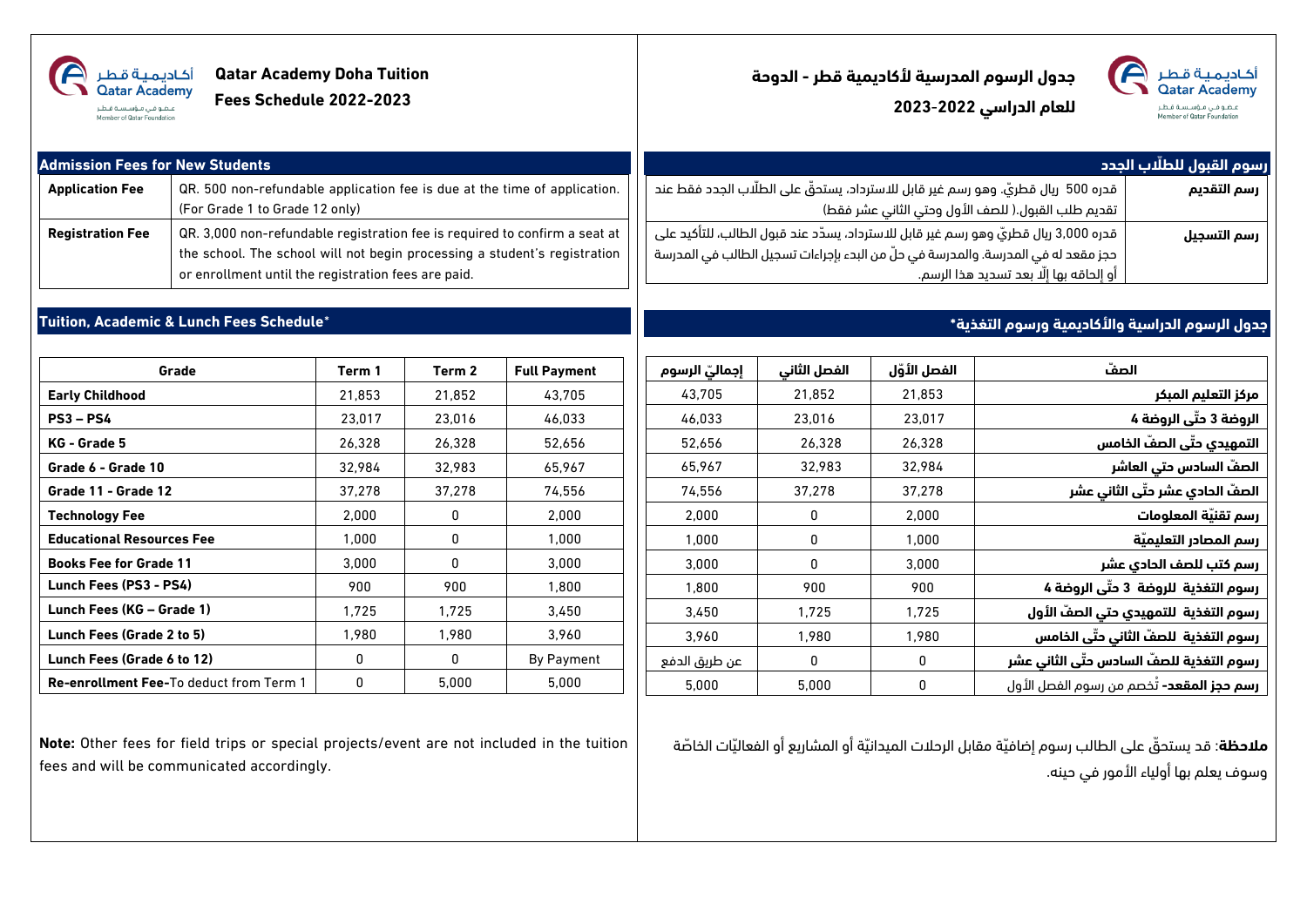Qatar Academy / أكاديمية قطر
Member of Qatar Foundation / عضو في مؤسسة قطر

# Qatar Academy Doha Tuition Fees Schedule 2022-2023

## Admission Fees for New Students

| | |
|---|---|
| **Application Fee** | QR. 500 non-refundable application fee is due at the time of application. (For Grade 1 to Grade 12 only) |
| **Registration Fee** | QR. 3,000 non-refundable registration fee is required to confirm a seat at the school. The school will not begin processing a student's registration or enrollment until the registration fees are paid. |

## Tuition, Academic & Lunch Fees Schedule*

| Grade | Term 1 | Term 2 | Full Payment |
|---|---|---|---|
| **Early Childhood** | 21,853 | 21,852 | 43,705 |
| **PS3 – PS4** | 23,017 | 23,016 | 46,033 |
| **KG - Grade 5** | 26,328 | 26,328 | 52,656 |
| **Grade 6 - Grade 10** | 32,984 | 32,983 | 65,967 |
| **Grade 11 - Grade 12** | 37,278 | 37,278 | 74,556 |
| **Technology Fee** | 2,000 | 0 | 2,000 |
| **Educational Resources Fee** | 1,000 | 0 | 1,000 |
| **Books Fee for Grade 11** | 3,000 | 0 | 3,000 |
| **Lunch Fees (PS3 - PS4)** | 900 | 900 | 1,800 |
| **Lunch Fees (KG – Grade 1)** | 1,725 | 1,725 | 3,450 |
| **Lunch Fees (Grade 2 to 5)** | 1,980 | 1,980 | 3,960 |
| **Lunch Fees (Grade 6 to 12)** | 0 | 0 | By Payment |
| **Re-enrollment Fee-**To deduct from Term 1 | 0 | 5,000 | 5,000 |

**Note:** Other fees for field trips or special projects/event are not included in the tuition fees and will be communicated accordingly.

# جدول الرسوم المدرسية لأكاديمية قطر - الدوحة للعام الدراسي 2022-2023

## رسوم القبول للطلّاب الجدد

| | |
|---|---|
| **رسم التقديم** | قدره 500 ريال قطريّ، وهو رسم غير قابل للاسترداد، يستحقّ على الطلّاب الجدد فقط عند تقديم طلب القبول.( للصف الأول وحتي الثاني عشر فقط) |
| **رسم التسجيل** | قدره 3,000 ريال قطريّ وهو رسم غير قابل للاسترداد، يسدّد عند قبول الطالب، للتأكيد على حجز مقعد له في المدرسة. والمدرسة في حلّ من البدء بإجراءات تسجيل الطالب في المدرسة أو إلحاقه بها إلّا بعد تسديد هذا الرسم. |

## جدول الرسوم الدراسية والأكاديمية ورسوم التغذية*

| الصفّ | الفصل الأوّل | الفصل الثاني | إجماليّ الرسوم |
|---|---|---|---|
| **مركز التعليم المبكر** | 21,853 | 21,852 | 43,705 |
| **الروضة 3 حتّى الروضة 4** | 23,017 | 23,016 | 46,033 |
| **التمهيدي حتّى الصفّ الخامس** | 26,328 | 26,328 | 52,656 |
| **الصفّ السادس حتي العاشر** | 32,984 | 32,983 | 65,967 |
| **الصفّ الحادي عشر حتّى الثاني عشر** | 37,278 | 37,278 | 74,556 |
| **رسم تقنيّة المعلومات** | 2,000 | 0 | 2,000 |
| **رسم المصادر التعليميّة** | 1,000 | 0 | 1,000 |
| **رسم كتب للصف الحادي عشر** | 3,000 | 0 | 3,000 |
| **رسوم التغذية للروضة 3 حتّى الروضة 4** | 900 | 900 | 1,800 |
| **رسوم التغذية للتمهيدي حتي الصفّ الأول** | 1,725 | 1,725 | 3,450 |
| **رسوم التغذية للصفّ الثاني حتّى الخامس** | 1,980 | 1,980 | 3,960 |
| **رسوم التغذية للصفّ السادس حتّى الثاني عشر** | 0 | 0 | عن طريق الدفع |
| **رسم حجز المقعد-** تُخصم من رسوم الفصل الأول | 0 | 5,000 | 5,000 |

**ملاحظة**: قد يستحقّ على الطالب رسوم إضافيّة مقابل الرحلات الميدانيّة أو المشاريع أو الفعاليّات الخاصّة وسوف يعلم بها أولياء الأمور في حينه.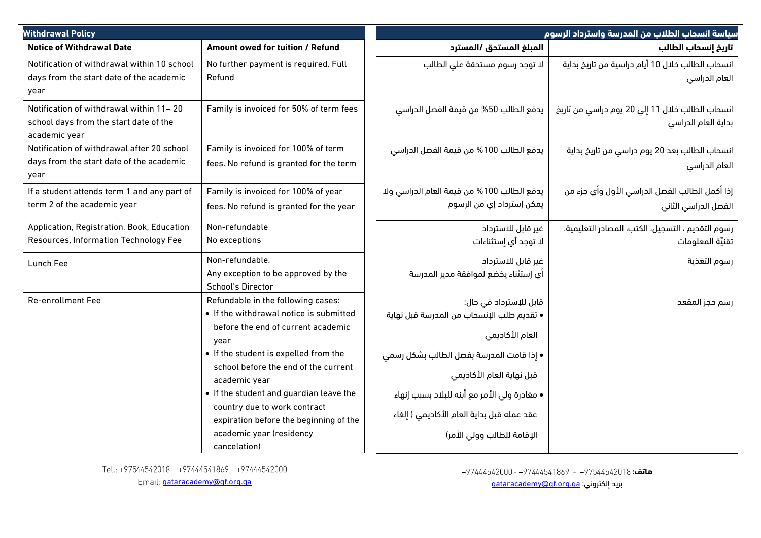## Withdrawal Policy

| Notice of Withdrawal Date | Amount owed for tuition / Refund |
|---|---|
| Notification of withdrawal within 10 school days from the start date of the academic year | No further payment is required. Full Refund |
| Notification of withdrawal within 11– 20 school days from the start date of the academic year | Family is invoiced for 50% of term fees |
| Notification of withdrawal after 20 school days from the start date of the academic year | Family is invoiced for 100% of term fees. No refund is granted for the term |
| If a student attends term 1 and any part of term 2 of the academic year | Family is invoiced for 100% of year fees. No refund is granted for the year |
| Application, Registration, Book, Education Resources, Information Technology Fee | Non-refundable<br>No exceptions |
| Lunch Fee | Non-refundable.<br>Any exception to be approved by the School's Director |
| Re-enrollment Fee | Refundable in the following cases:<br>• If the withdrawal notice is submitted before the end of current academic year<br>• If the student is expelled from the school before the end of the current academic year<br>• If the student and guardian leave the country due to work contract expiration before the beginning of the academic year (residency cancelation) |

Tel.: +97544542018 – +97444541869 – +97444542000
Email: qataracademy@qf.org.qa

## سياسة انسحاب الطلاب من المدرسة واسترداد الرسوم

| تاريخ إنسحاب الطالب | المبلغ المستحق /المسترد |
|---|---|
| انسحاب الطالب خلال 10 أيام دراسية من تاريخ بداية العام الدراسي | لا توجد رسوم مستحقة علي الطالب |
| انسحاب الطالب خلال 11 إلي 20 يوم دراسي من تاريخ بداية العام الدراسي | يدفع الطالب 50% من قيمة الفصل الدراسي |
| انسحاب الطالب بعد 20 يوم دراسي من تاريخ بداية العام الدراسي | يدفع الطالب 100% من قيمة الفصل الدراسي |
| إذا أكمل الطالب الفصل الدراسي الأول وأي جزء من الفصل الدراسي الثاني | يدفع الطالب 100% من قيمة العام الدراسي ولا يمكن إسترداد إي من الرسوم |
| رسوم التقديم ، التسجيل، الكتب، المصادر التعليمية، تقنيّة المعلومات | غير قابل للاسترداد<br>لا توجد أي إستثناءات |
| رسوم التغذية | غير قابل للاسترداد<br>أي إستثناء يخضع لموافقة مدير المدرسة |
| رسم حجز المقعد | قابل للإسترداد في حال:<br>• تقديم طلب الإنسحاب من المدرسة قبل نهاية العام الأكاديمي<br>• إذا قامت المدرسة بفصل الطالب بشكل رسمي قبل نهاية العام الأكاديمي<br>• مغادرة ولي الأمر مع أبنه للبلاد بسبب إنهاء عقد عمله قبل بداية العام الأكاديمي ( إلغاء الإقامة للطالب وولي الأمر) |

**هاتف:** +97544542018 - +97444541869 - +97444542000
بريد إلكتروني: qataracademy@qf.org.qa